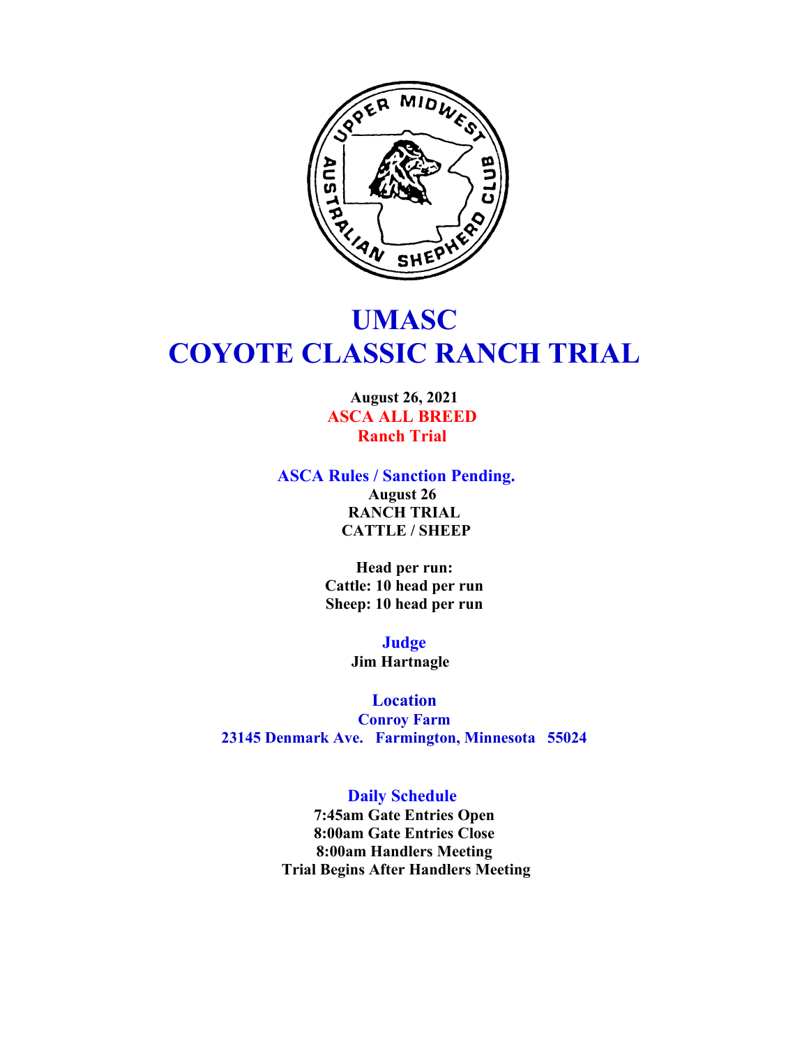# UMASC
# COYOTE CLASSIC RANCH TRIAL

**August 26, 2021**
**ASCA ALL BREED**
**Ranch Trial**

**ASCA Rules / Sanction Pending.**
**August 26**
**RANCH TRIAL**
**CATTLE / SHEEP**

**Head per run:**
**Cattle: 10 head per run**
**Sheep: 10 head per run**

## Judge
**Jim Hartnagle**

## Location
**Conroy Farm**
**23145 Denmark Ave. Farmington, Minnesota 55024**

## Daily Schedule
**7:45am Gate Entries Open**
**8:00am Gate Entries Close**
**8:00am Handlers Meeting**
**Trial Begins After Handlers Meeting**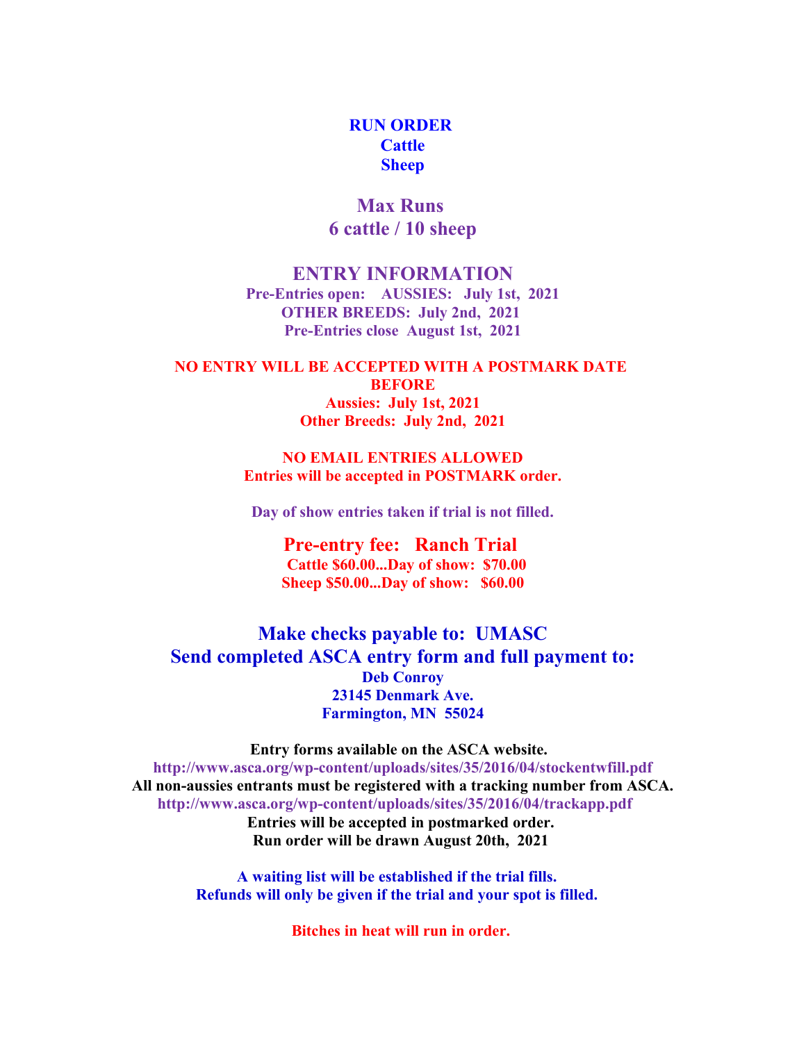**RUN ORDER**
**Cattle**
**Sheep**

## Max Runs
## 6 cattle / 10 sheep

## ENTRY INFORMATION

**Pre-Entries open: AUSSIES: July 1st, 2021**
**OTHER BREEDS: July 2nd, 2021**
**Pre-Entries close August 1st, 2021**

**NO ENTRY WILL BE ACCEPTED WITH A POSTMARK DATE BEFORE**
**Aussies: July 1st, 2021**
**Other Breeds: July 2nd, 2021**

**NO EMAIL ENTRIES ALLOWED**
**Entries will be accepted in POSTMARK order.**

**Day of show entries taken if trial is not filled.**

### Pre-entry fee: Ranch Trial

**Cattle $60.00...Day of show: $70.00**
**Sheep $50.00...Day of show: $60.00**

## Make checks payable to: UMASC
## Send completed ASCA entry form and full payment to:

**Deb Conroy**
**23145 Denmark Ave.**
**Farmington, MN 55024**

**Entry forms available on the ASCA website.**
**http://www.asca.org/wp-content/uploads/sites/35/2016/04/stockentwfill.pdf**
**All non-aussies entrants must be registered with a tracking number from ASCA.**
**http://www.asca.org/wp-content/uploads/sites/35/2016/04/trackapp.pdf**
**Entries will be accepted in postmarked order.**
**Run order will be drawn August 20th, 2021**

**A waiting list will be established if the trial fills.**
**Refunds will only be given if the trial and your spot is filled.**

**Bitches in heat will run in order.**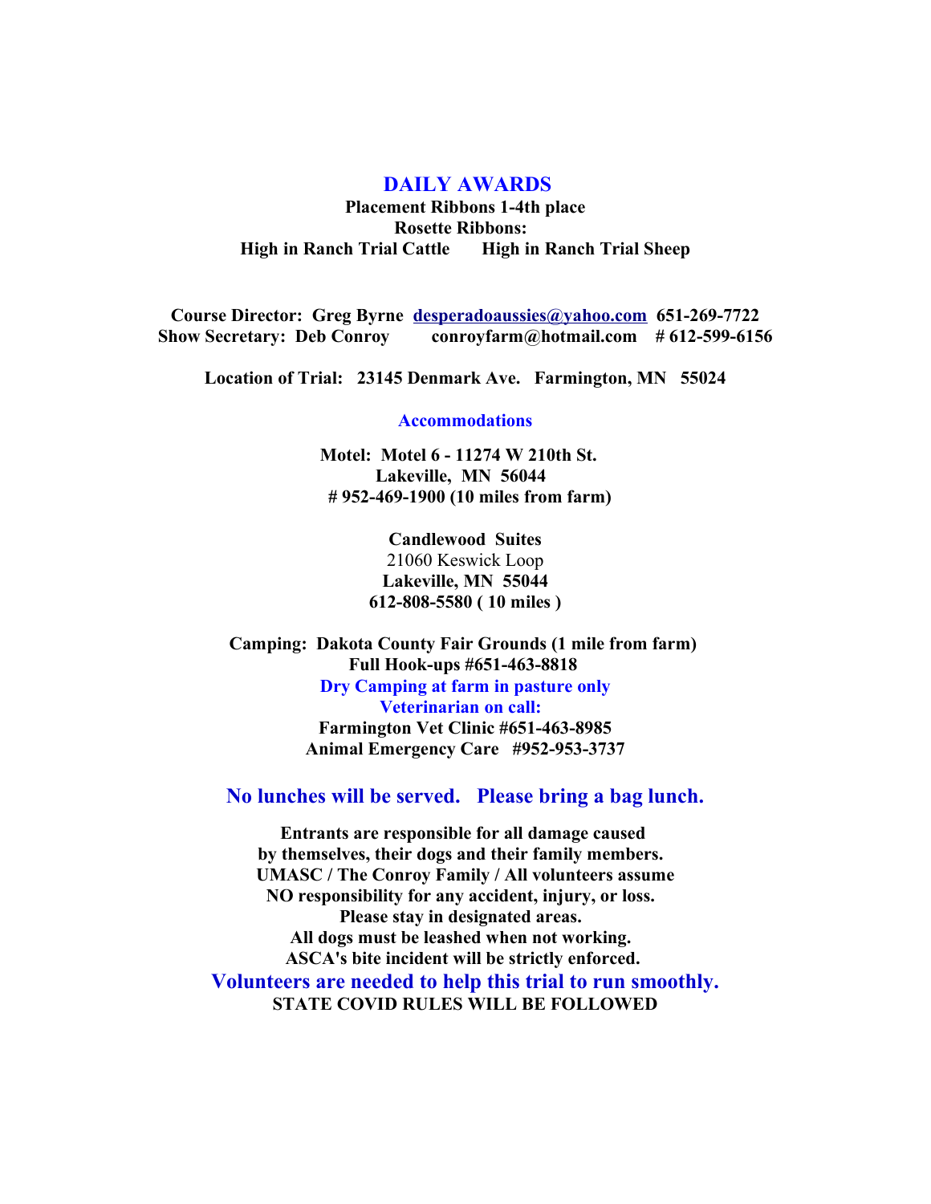## DAILY AWARDS

**Placement Ribbons 1-4th place**
**Rosette Ribbons:**
**High in Ranch Trial Cattle      High in Ranch Trial Sheep**

**Course Director: Greg Byrne [desperadoaussies@yahoo.com](mailto:desperadoaussies@yahoo.com) 651-269-7722**
**Show Secretary: Deb Conroy      conroyfarm@hotmail.com    # 612-599-6156**

**Location of Trial: 23145 Denmark Ave. Farmington, MN 55024**

### Accommodations

**Motel: Motel 6 - 11274 W 210th St.**
**Lakeville, MN 56044**
**# 952-469-1900 (10 miles from farm)**

**Candlewood Suites**
21060 Keswick Loop
**Lakeville, MN 55044**
**612-808-5580 ( 10 miles )**

**Camping: Dakota County Fair Grounds (1 mile from farm)**
**Full Hook-ups #651-463-8818**
**Dry Camping at farm in pasture only**
**Veterinarian on call:**
**Farmington Vet Clinic #651-463-8985**
**Animal Emergency Care #952-953-3737**

### No lunches will be served. Please bring a bag lunch.

**Entrants are responsible for all damage caused by themselves, their dogs and their family members.**
**UMASC / The Conroy Family / All volunteers assume NO responsibility for any accident, injury, or loss.**
**Please stay in designated areas.**
**All dogs must be leashed when not working.**
**ASCA's bite incident will be strictly enforced.**

### Volunteers are needed to help this trial to run smoothly.

**STATE COVID RULES WILL BE FOLLOWED**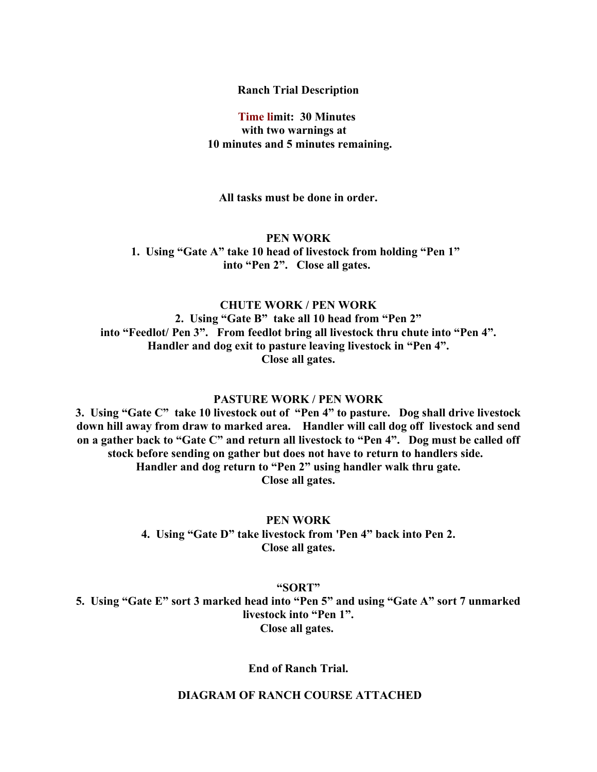**Ranch Trial Description**

**Time limit: 30 Minutes**
**with two warnings at**
**10 minutes and 5 minutes remaining.**

**All tasks must be done in order.**

**PEN WORK**

**1. Using "Gate A" take 10 head of livestock from holding "Pen 1" into "Pen 2". Close all gates.**

**CHUTE WORK / PEN WORK**

**2. Using "Gate B" take all 10 head from "Pen 2" into "Feedlot/ Pen 3". From feedlot bring all livestock thru chute into "Pen 4". Handler and dog exit to pasture leaving livestock in "Pen 4". Close all gates.**

**PASTURE WORK / PEN WORK**

**3. Using "Gate C" take 10 livestock out of "Pen 4" to pasture. Dog shall drive livestock down hill away from draw to marked area. Handler will call dog off livestock and send on a gather back to "Gate C" and return all livestock to "Pen 4". Dog must be called off stock before sending on gather but does not have to return to handlers side. Handler and dog return to "Pen 2" using handler walk thru gate. Close all gates.**

**PEN WORK**

**4. Using "Gate D" take livestock from 'Pen 4" back into Pen 2. Close all gates.**

**"SORT"**

**5. Using "Gate E" sort 3 marked head into "Pen 5" and using "Gate A" sort 7 unmarked livestock into "Pen 1". Close all gates.**

**End of Ranch Trial.**

**DIAGRAM OF RANCH COURSE ATTACHED**